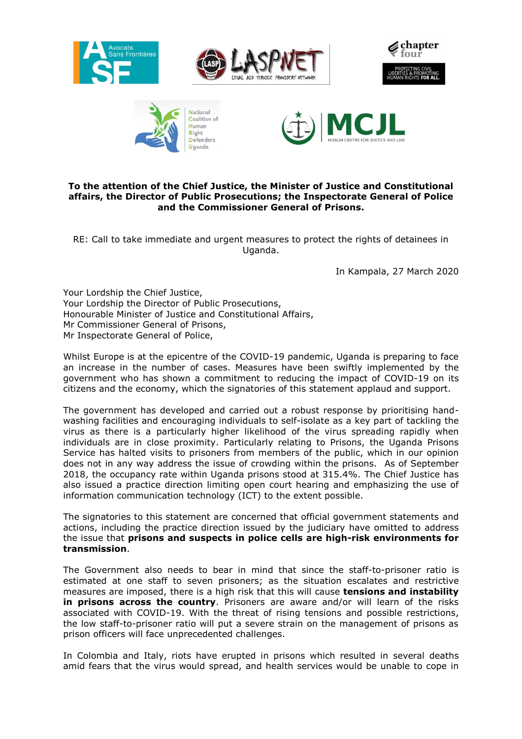**To the attention of the Chief Justice, the Minister of Justice and Constitutional affairs, the Director of Public Prosecutions; the Inspectorate General of Police and the Commissioner General of Prisons.**

RE: Call to take immediate and urgent measures to protect the rights of detainees in Uganda.

In Kampala, 27 March 2020

Your Lordship the Chief Justice,
Your Lordship the Director of Public Prosecutions,
Honourable Minister of Justice and Constitutional Affairs,
Mr Commissioner General of Prisons,
Mr Inspectorate General of Police,

Whilst Europe is at the epicentre of the COVID-19 pandemic, Uganda is preparing to face an increase in the number of cases. Measures have been swiftly implemented by the government who has shown a commitment to reducing the impact of COVID-19 on its citizens and the economy, which the signatories of this statement applaud and support.

The government has developed and carried out a robust response by prioritising hand-washing facilities and encouraging individuals to self-isolate as a key part of tackling the virus as there is a particularly higher likelihood of the virus spreading rapidly when individuals are in close proximity. Particularly relating to Prisons, the Uganda Prisons Service has halted visits to prisoners from members of the public, which in our opinion does not in any way address the issue of crowding within the prisons. As of September 2018, the occupancy rate within Uganda prisons stood at 315.4%. The Chief Justice has also issued a practice direction limiting open court hearing and emphasizing the use of information communication technology (ICT) to the extent possible.

The signatories to this statement are concerned that official government statements and actions, including the practice direction issued by the judiciary have omitted to address the issue that **prisons and suspects in police cells are high-risk environments for transmission**.

The Government also needs to bear in mind that since the staff-to-prisoner ratio is estimated at one staff to seven prisoners; as the situation escalates and restrictive measures are imposed, there is a high risk that this will cause **tensions and instability in prisons across the country**. Prisoners are aware and/or will learn of the risks associated with COVID-19. With the threat of rising tensions and possible restrictions, the low staff-to-prisoner ratio will put a severe strain on the management of prisons as prison officers will face unprecedented challenges.

In Colombia and Italy, riots have erupted in prisons which resulted in several deaths amid fears that the virus would spread, and health services would be unable to cope in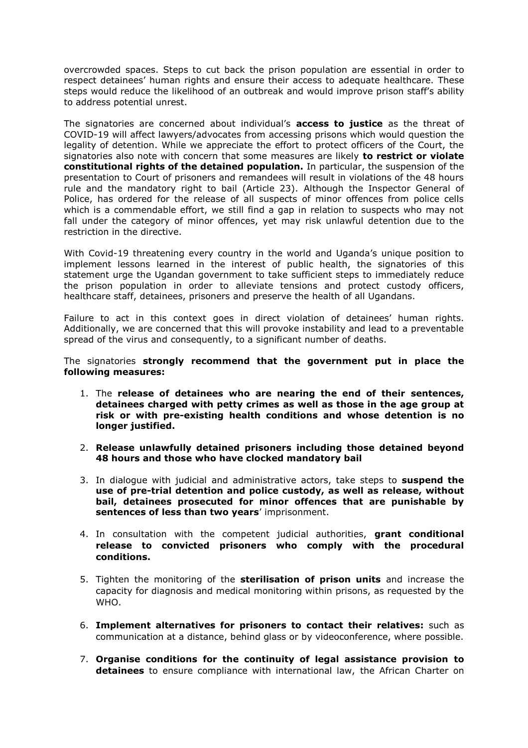overcrowded spaces. Steps to cut back the prison population are essential in order to respect detainees' human rights and ensure their access to adequate healthcare. These steps would reduce the likelihood of an outbreak and would improve prison staff's ability to address potential unrest.

The signatories are concerned about individual's **access to justice** as the threat of COVID-19 will affect lawyers/advocates from accessing prisons which would question the legality of detention. While we appreciate the effort to protect officers of the Court, the signatories also note with concern that some measures are likely **to restrict or violate constitutional rights of the detained population.** In particular, the suspension of the presentation to Court of prisoners and remandees will result in violations of the 48 hours rule and the mandatory right to bail (Article 23). Although the Inspector General of Police, has ordered for the release of all suspects of minor offences from police cells which is a commendable effort, we still find a gap in relation to suspects who may not fall under the category of minor offences, yet may risk unlawful detention due to the restriction in the directive.

With Covid-19 threatening every country in the world and Uganda's unique position to implement lessons learned in the interest of public health, the signatories of this statement urge the Ugandan government to take sufficient steps to immediately reduce the prison population in order to alleviate tensions and protect custody officers, healthcare staff, detainees, prisoners and preserve the health of all Ugandans.

Failure to act in this context goes in direct violation of detainees' human rights. Additionally, we are concerned that this will provoke instability and lead to a preventable spread of the virus and consequently, to a significant number of deaths.

The signatories **strongly recommend that the government put in place the following measures:**

1. The **release of detainees who are nearing the end of their sentences, detainees charged with petty crimes as well as those in the age group at risk or with pre-existing health conditions and whose detention is no longer justified.**

2. **Release unlawfully detained prisoners including those detained beyond 48 hours and those who have clocked mandatory bail**

3. In dialogue with judicial and administrative actors, take steps to **suspend the use of pre-trial detention and police custody, as well as release, without bail, detainees prosecuted for minor offences that are punishable by sentences of less than two years**' imprisonment.

4. In consultation with the competent judicial authorities, **grant conditional release to convicted prisoners who comply with the procedural conditions.**

5. Tighten the monitoring of the **sterilisation of prison units** and increase the capacity for diagnosis and medical monitoring within prisons, as requested by the WHO.

6. **Implement alternatives for prisoners to contact their relatives:** such as communication at a distance, behind glass or by videoconference, where possible.

7. **Organise conditions for the continuity of legal assistance provision to detainees** to ensure compliance with international law, the African Charter on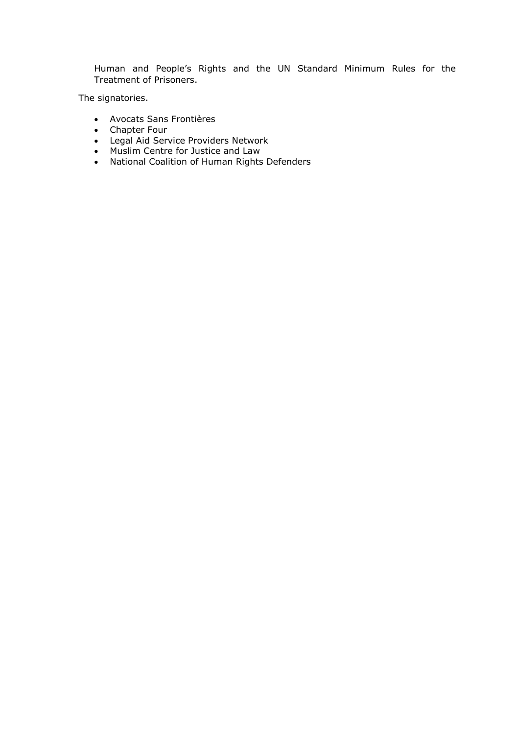Human and People's Rights and the UN Standard Minimum Rules for the Treatment of Prisoners.

The signatories.

- Avocats Sans Frontières
- Chapter Four
- Legal Aid Service Providers Network
- Muslim Centre for Justice and Law
- National Coalition of Human Rights Defenders